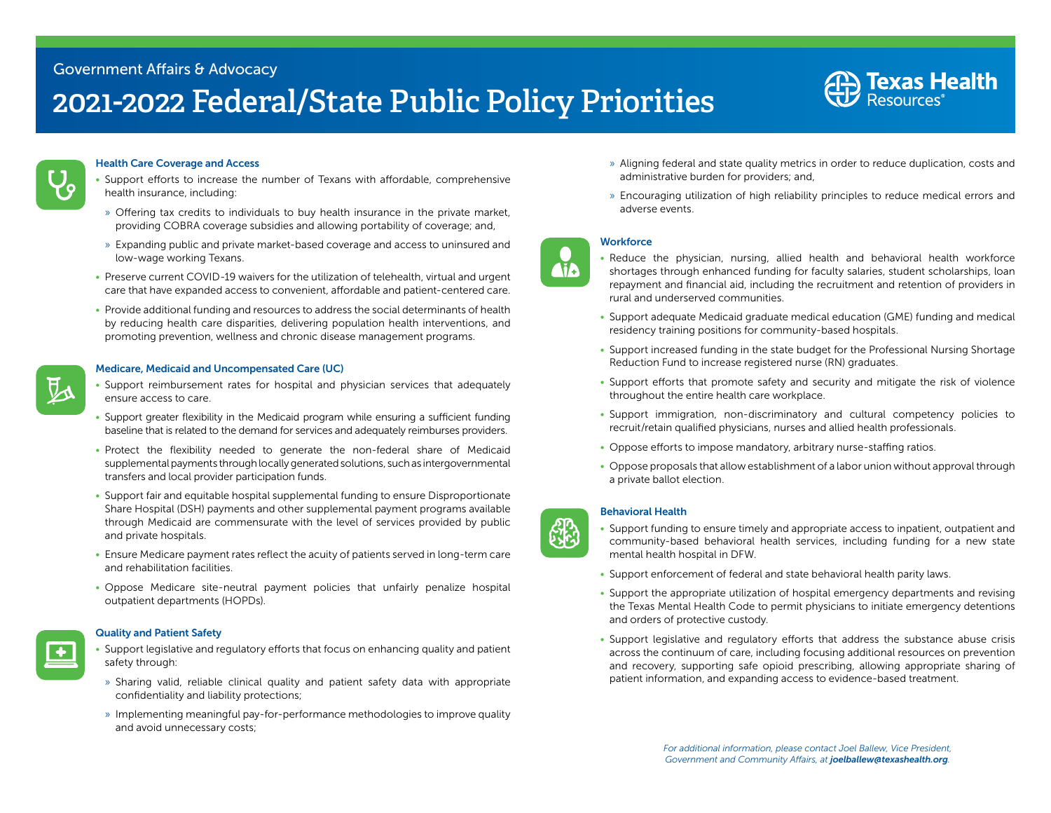Government Affairs & Advocacy

# 2021-2022 Federal/State Public Policy Priorities

## Health Care Coverage and Access

- Support efforts to increase the number of Texans with affordable, comprehensive health insurance, including:
  - » Offering tax credits to individuals to buy health insurance in the private market, providing COBRA coverage subsidies and allowing portability of coverage; and,
  - » Expanding public and private market-based coverage and access to uninsured and low-wage working Texans.
- Preserve current COVID-19 waivers for the utilization of telehealth, virtual and urgent care that have expanded access to convenient, affordable and patient-centered care.
- Provide additional funding and resources to address the social determinants of health by reducing health care disparities, delivering population health interventions, and promoting prevention, wellness and chronic disease management programs.

## Medicare, Medicaid and Uncompensated Care (UC)

- Support reimbursement rates for hospital and physician services that adequately ensure access to care.
- Support greater flexibility in the Medicaid program while ensuring a sufficient funding baseline that is related to the demand for services and adequately reimburses providers.
- Protect the flexibility needed to generate the non-federal share of Medicaid supplemental payments through locally generated solutions, such as intergovernmental transfers and local provider participation funds.
- Support fair and equitable hospital supplemental funding to ensure Disproportionate Share Hospital (DSH) payments and other supplemental payment programs available through Medicaid are commensurate with the level of services provided by public and private hospitals.
- Ensure Medicare payment rates reflect the acuity of patients served in long-term care and rehabilitation facilities.
- Oppose Medicare site-neutral payment policies that unfairly penalize hospital outpatient departments (HOPDs).

## Quality and Patient Safety

- Support legislative and regulatory efforts that focus on enhancing quality and patient safety through:
  - » Sharing valid, reliable clinical quality and patient safety data with appropriate confidentiality and liability protections;
  - » Implementing meaningful pay-for-performance methodologies to improve quality and avoid unnecessary costs;
  - » Aligning federal and state quality metrics in order to reduce duplication, costs and administrative burden for providers; and,
  - » Encouraging utilization of high reliability principles to reduce medical errors and adverse events.

## Workforce

- Reduce the physician, nursing, allied health and behavioral health workforce shortages through enhanced funding for faculty salaries, student scholarships, loan repayment and financial aid, including the recruitment and retention of providers in rural and underserved communities.
- Support adequate Medicaid graduate medical education (GME) funding and medical residency training positions for community-based hospitals.
- Support increased funding in the state budget for the Professional Nursing Shortage Reduction Fund to increase registered nurse (RN) graduates.
- Support efforts that promote safety and security and mitigate the risk of violence throughout the entire health care workplace.
- Support immigration, non-discriminatory and cultural competency policies to recruit/retain qualified physicians, nurses and allied health professionals.
- Oppose efforts to impose mandatory, arbitrary nurse-staffing ratios.
- Oppose proposals that allow establishment of a labor union without approval through a private ballot election.

## Behavioral Health

- Support funding to ensure timely and appropriate access to inpatient, outpatient and community-based behavioral health services, including funding for a new state mental health hospital in DFW.
- Support enforcement of federal and state behavioral health parity laws.
- Support the appropriate utilization of hospital emergency departments and revising the Texas Mental Health Code to permit physicians to initiate emergency detentions and orders of protective custody.
- Support legislative and regulatory efforts that address the substance abuse crisis across the continuum of care, including focusing additional resources on prevention and recovery, supporting safe opioid prescribing, allowing appropriate sharing of patient information, and expanding access to evidence-based treatment.

*For additional information, please contact Joel Ballew, Vice President, Government and Community Affairs, at **joelballew@texashealth.org**.*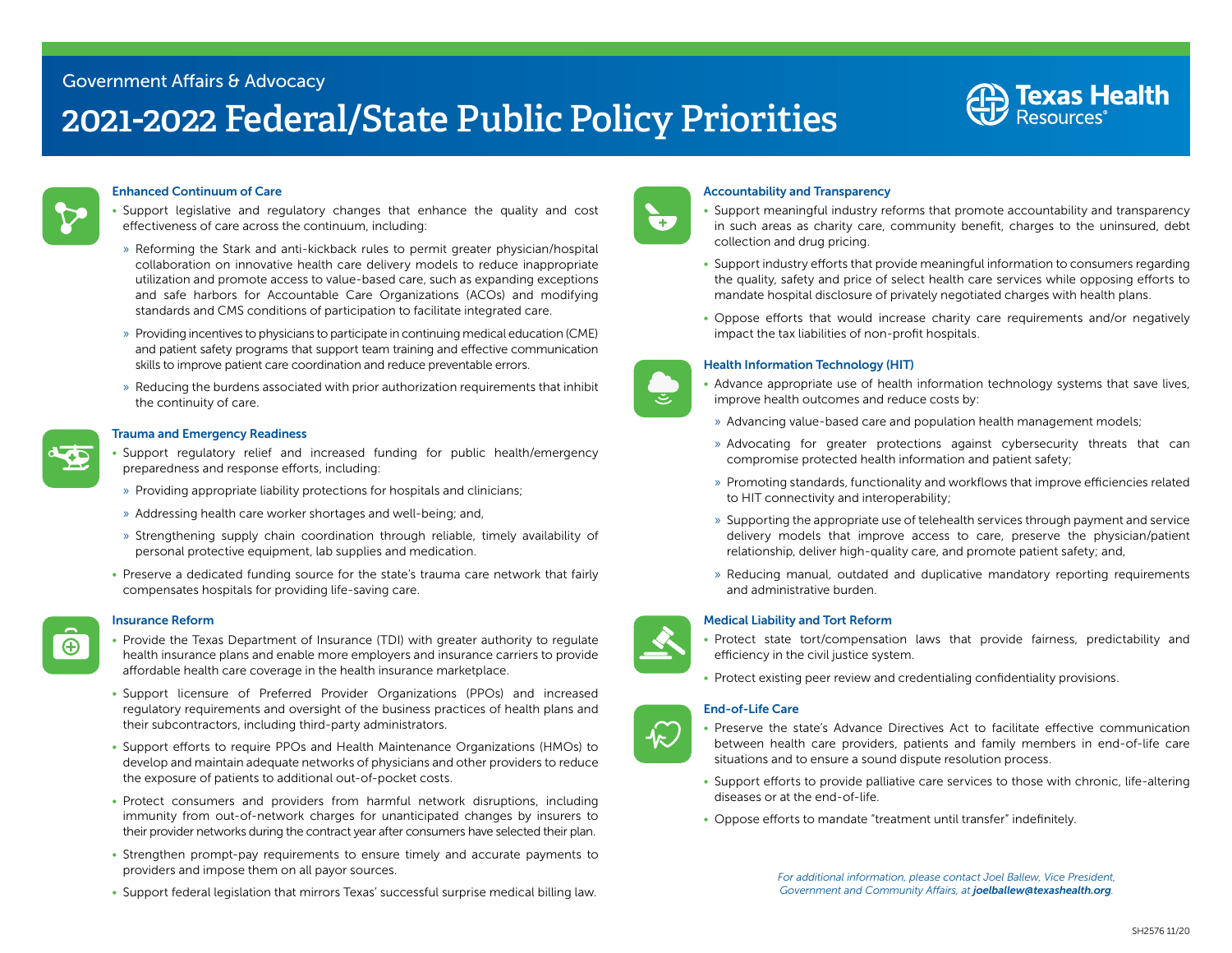Government Affairs & Advocacy

# 2021-2022 Federal/State Public Policy Priorities

Texas Health Resources®

## Enhanced Continuum of Care

- Support legislative and regulatory changes that enhance the quality and cost effectiveness of care across the continuum, including:
  - Reforming the Stark and anti-kickback rules to permit greater physician/hospital collaboration on innovative health care delivery models to reduce inappropriate utilization and promote access to value-based care, such as expanding exceptions and safe harbors for Accountable Care Organizations (ACOs) and modifying standards and CMS conditions of participation to facilitate integrated care.
  - Providing incentives to physicians to participate in continuing medical education (CME) and patient safety programs that support team training and effective communication skills to improve patient care coordination and reduce preventable errors.
  - Reducing the burdens associated with prior authorization requirements that inhibit the continuity of care.

## Trauma and Emergency Readiness

- Support regulatory relief and increased funding for public health/emergency preparedness and response efforts, including:
  - Providing appropriate liability protections for hospitals and clinicians;
  - Addressing health care worker shortages and well-being; and,
  - Strengthening supply chain coordination through reliable, timely availability of personal protective equipment, lab supplies and medication.
- Preserve a dedicated funding source for the state's trauma care network that fairly compensates hospitals for providing life-saving care.

## Insurance Reform

- Provide the Texas Department of Insurance (TDI) with greater authority to regulate health insurance plans and enable more employers and insurance carriers to provide affordable health care coverage in the health insurance marketplace.
- Support licensure of Preferred Provider Organizations (PPOs) and increased regulatory requirements and oversight of the business practices of health plans and their subcontractors, including third-party administrators.
- Support efforts to require PPOs and Health Maintenance Organizations (HMOs) to develop and maintain adequate networks of physicians and other providers to reduce the exposure of patients to additional out-of-pocket costs.
- Protect consumers and providers from harmful network disruptions, including immunity from out-of-network charges for unanticipated changes by insurers to their provider networks during the contract year after consumers have selected their plan.
- Strengthen prompt-pay requirements to ensure timely and accurate payments to providers and impose them on all payor sources.
- Support federal legislation that mirrors Texas' successful surprise medical billing law.

## Accountability and Transparency

- Support meaningful industry reforms that promote accountability and transparency in such areas as charity care, community benefit, charges to the uninsured, debt collection and drug pricing.
- Support industry efforts that provide meaningful information to consumers regarding the quality, safety and price of select health care services while opposing efforts to mandate hospital disclosure of privately negotiated charges with health plans.
- Oppose efforts that would increase charity care requirements and/or negatively impact the tax liabilities of non-profit hospitals.

## Health Information Technology (HIT)

- Advance appropriate use of health information technology systems that save lives, improve health outcomes and reduce costs by:
  - Advancing value-based care and population health management models;
  - Advocating for greater protections against cybersecurity threats that can compromise protected health information and patient safety;
  - Promoting standards, functionality and workflows that improve efficiencies related to HIT connectivity and interoperability;
  - Supporting the appropriate use of telehealth services through payment and service delivery models that improve access to care, preserve the physician/patient relationship, deliver high-quality care, and promote patient safety; and,
  - Reducing manual, outdated and duplicative mandatory reporting requirements and administrative burden.

## Medical Liability and Tort Reform

- Protect state tort/compensation laws that provide fairness, predictability and efficiency in the civil justice system.
- Protect existing peer review and credentialing confidentiality provisions.

## End-of-Life Care

- Preserve the state's Advance Directives Act to facilitate effective communication between health care providers, patients and family members in end-of-life care situations and to ensure a sound dispute resolution process.
- Support efforts to provide palliative care services to those with chronic, life-altering diseases or at the end-of-life.
- Oppose efforts to mandate "treatment until transfer" indefinitely.

*For additional information, please contact Joel Ballew, Vice President, Government and Community Affairs, at* ***joelballew@texashealth.org****.*

SH2576 11/20